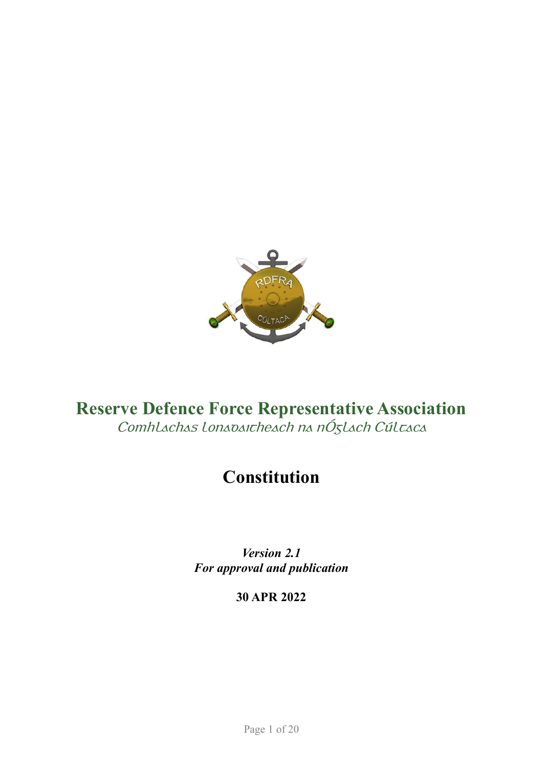# Reserve Defence Force Representative Association

*Comhlachas Ionadaitheach na nÓglach Cúltaca*

## Constitution

***Version 2.1***
***For approval and publication***

**30 APR 2022**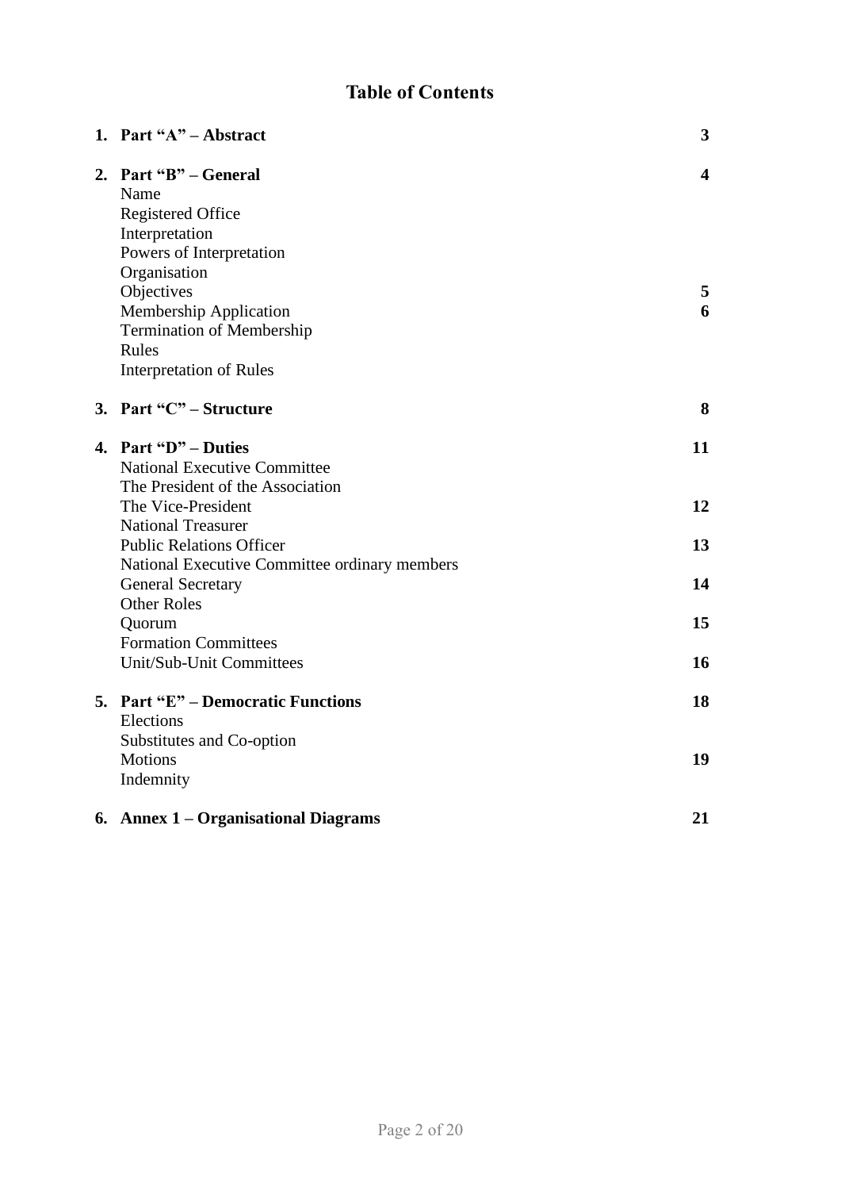# Table of Contents

| | | |
|---|---|---|
| **1.** | **Part “A” – Abstract** | **3** |
| **2.** | **Part “B” – General** | **4** |
| | Name | |
| | Registered Office | |
| | Interpretation | |
| | Powers of Interpretation | |
| | Organisation | |
| | Objectives | **5** |
| | Membership Application | **6** |
| | Termination of Membership | |
| | Rules | |
| | Interpretation of Rules | |
| **3.** | **Part “C” – Structure** | **8** |
| **4.** | **Part “D” – Duties** | **11** |
| | National Executive Committee | |
| | The President of the Association | |
| | The Vice-President | **12** |
| | National Treasurer | |
| | Public Relations Officer | **13** |
| | National Executive Committee ordinary members | |
| | General Secretary | **14** |
| | Other Roles | |
| | Quorum | **15** |
| | Formation Committees | |
| | Unit/Sub-Unit Committees | **16** |
| **5.** | **Part “E” – Democratic Functions** | **18** |
| | Elections | |
| | Substitutes and Co-option | |
| | Motions | **19** |
| | Indemnity | |
| **6.** | **Annex 1 – Organisational Diagrams** | **21** |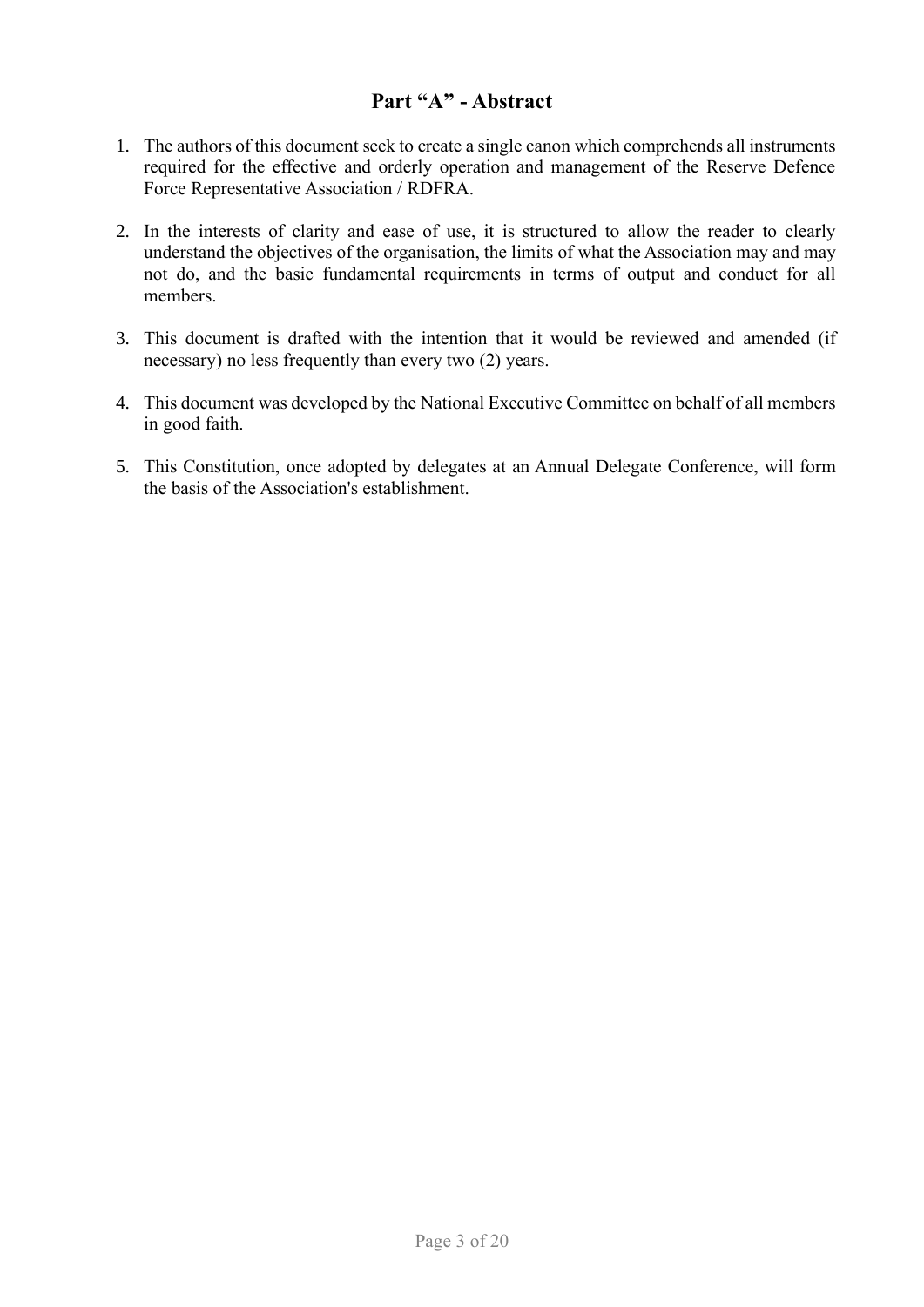## Part "A" - Abstract

1. The authors of this document seek to create a single canon which comprehends all instruments required for the effective and orderly operation and management of the Reserve Defence Force Representative Association / RDFRA.

2. In the interests of clarity and ease of use, it is structured to allow the reader to clearly understand the objectives of the organisation, the limits of what the Association may and may not do, and the basic fundamental requirements in terms of output and conduct for all members.

3. This document is drafted with the intention that it would be reviewed and amended (if necessary) no less frequently than every two (2) years.

4. This document was developed by the National Executive Committee on behalf of all members in good faith.

5. This Constitution, once adopted by delegates at an Annual Delegate Conference, will form the basis of the Association's establishment.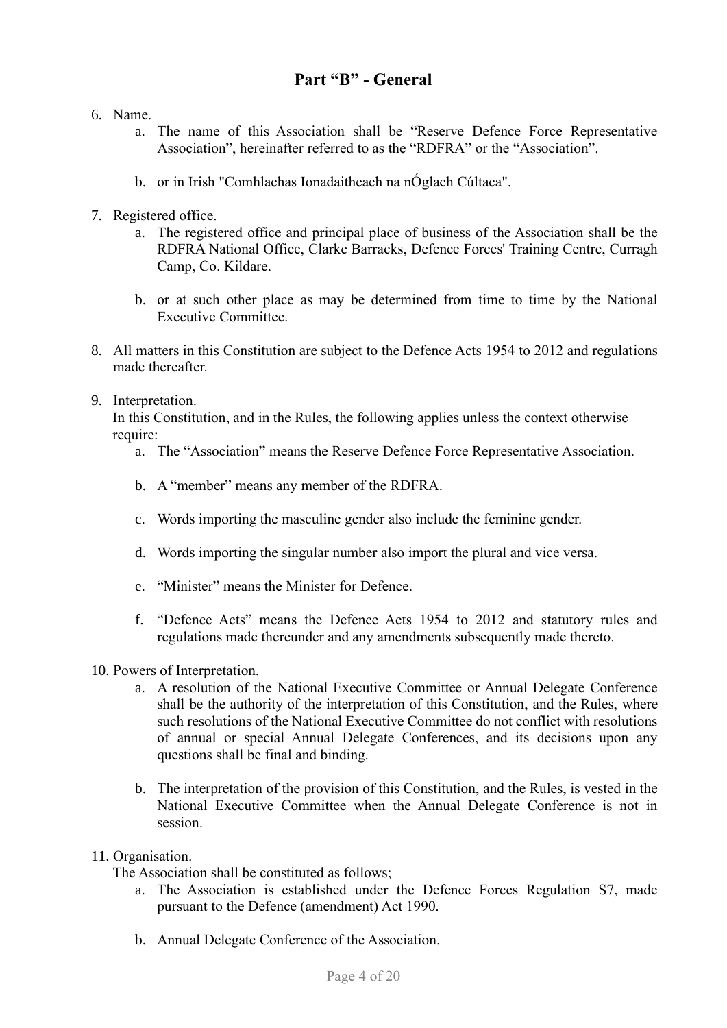## Part "B" - General

6. Name.
    a. The name of this Association shall be "Reserve Defence Force Representative Association", hereinafter referred to as the "RDFRA" or the "Association".

    b. or in Irish "Comhlachas Ionadaitheach na nÓglach Cúltaca".

7. Registered office.
    a. The registered office and principal place of business of the Association shall be the RDFRA National Office, Clarke Barracks, Defence Forces' Training Centre, Curragh Camp, Co. Kildare.

    b. or at such other place as may be determined from time to time by the National Executive Committee.

8. All matters in this Constitution are subject to the Defence Acts 1954 to 2012 and regulations made thereafter.

9. Interpretation.
   In this Constitution, and in the Rules, the following applies unless the context otherwise require:
    a. The "Association" means the Reserve Defence Force Representative Association.

    b. A "member" means any member of the RDFRA.

    c. Words importing the masculine gender also include the feminine gender.

    d. Words importing the singular number also import the plural and vice versa.

    e. "Minister" means the Minister for Defence.

    f. "Defence Acts" means the Defence Acts 1954 to 2012 and statutory rules and regulations made thereunder and any amendments subsequently made thereto.

10. Powers of Interpretation.
    a. A resolution of the National Executive Committee or Annual Delegate Conference shall be the authority of the interpretation of this Constitution, and the Rules, where such resolutions of the National Executive Committee do not conflict with resolutions of annual or special Annual Delegate Conferences, and its decisions upon any questions shall be final and binding.

    b. The interpretation of the provision of this Constitution, and the Rules, is vested in the National Executive Committee when the Annual Delegate Conference is not in session.

11. Organisation.
    The Association shall be constituted as follows;
    a. The Association is established under the Defence Forces Regulation S7, made pursuant to the Defence (amendment) Act 1990.

    b. Annual Delegate Conference of the Association.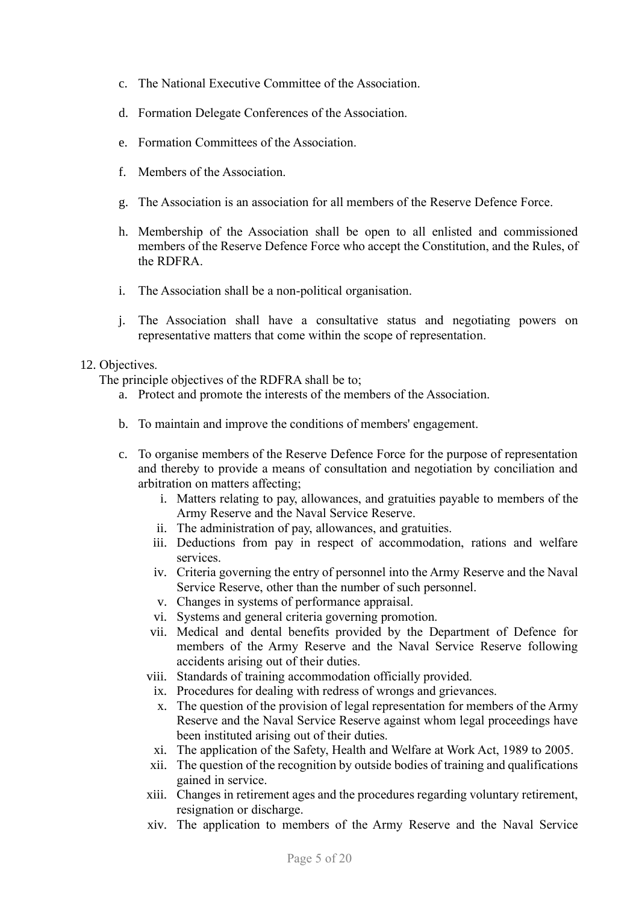c. The National Executive Committee of the Association.

d. Formation Delegate Conferences of the Association.

e. Formation Committees of the Association.

f. Members of the Association.

g. The Association is an association for all members of the Reserve Defence Force.

h. Membership of the Association shall be open to all enlisted and commissioned members of the Reserve Defence Force who accept the Constitution, and the Rules, of the RDFRA.

i. The Association shall be a non-political organisation.

j. The Association shall have a consultative status and negotiating powers on representative matters that come within the scope of representation.

12. Objectives.

The principle objectives of the RDFRA shall be to;

a. Protect and promote the interests of the members of the Association.

b. To maintain and improve the conditions of members' engagement.

c. To organise members of the Reserve Defence Force for the purpose of representation and thereby to provide a means of consultation and negotiation by conciliation and arbitration on matters affecting;
   i. Matters relating to pay, allowances, and gratuities payable to members of the Army Reserve and the Naval Service Reserve.
   ii. The administration of pay, allowances, and gratuities.
   iii. Deductions from pay in respect of accommodation, rations and welfare services.
   iv. Criteria governing the entry of personnel into the Army Reserve and the Naval Service Reserve, other than the number of such personnel.
   v. Changes in systems of performance appraisal.
   vi. Systems and general criteria governing promotion.
   vii. Medical and dental benefits provided by the Department of Defence for members of the Army Reserve and the Naval Service Reserve following accidents arising out of their duties.
   viii. Standards of training accommodation officially provided.
   ix. Procedures for dealing with redress of wrongs and grievances.
   x. The question of the provision of legal representation for members of the Army Reserve and the Naval Service Reserve against whom legal proceedings have been instituted arising out of their duties.
   xi. The application of the Safety, Health and Welfare at Work Act, 1989 to 2005.
   xii. The question of the recognition by outside bodies of training and qualifications gained in service.
   xiii. Changes in retirement ages and the procedures regarding voluntary retirement, resignation or discharge.
   xiv. The application to members of the Army Reserve and the Naval Service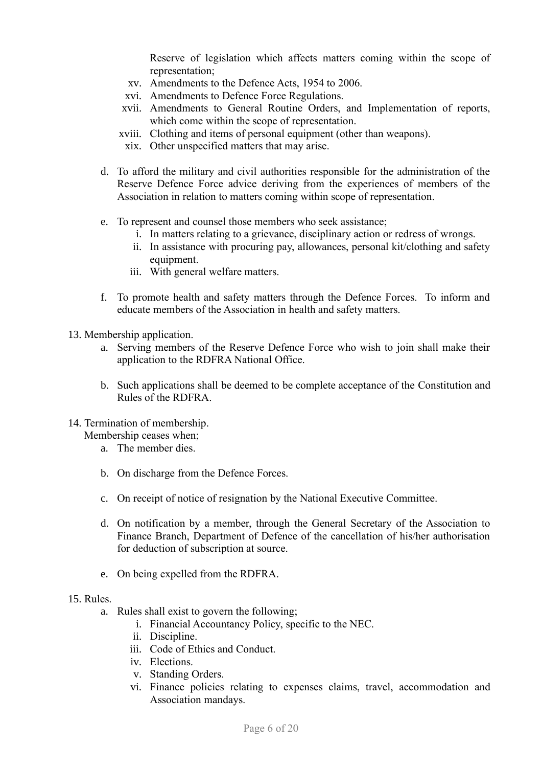Reserve of legislation which affects matters coming within the scope of representation;

xv. Amendments to the Defence Acts, 1954 to 2006.

xvi. Amendments to Defence Force Regulations.

xvii. Amendments to General Routine Orders, and Implementation of reports, which come within the scope of representation.

xviii. Clothing and items of personal equipment (other than weapons).

xix. Other unspecified matters that may arise.

d. To afford the military and civil authorities responsible for the administration of the Reserve Defence Force advice deriving from the experiences of members of the Association in relation to matters coming within scope of representation.

e. To represent and counsel those members who seek assistance;

   i. In matters relating to a grievance, disciplinary action or redress of wrongs.
   ii. In assistance with procuring pay, allowances, personal kit/clothing and safety equipment.
   iii. With general welfare matters.

f. To promote health and safety matters through the Defence Forces. To inform and educate members of the Association in health and safety matters.

13. Membership application.

   a. Serving members of the Reserve Defence Force who wish to join shall make their application to the RDFRA National Office.

   b. Such applications shall be deemed to be complete acceptance of the Constitution and Rules of the RDFRA.

14. Termination of membership.

   Membership ceases when;

   a. The member dies.

   b. On discharge from the Defence Forces.

   c. On receipt of notice of resignation by the National Executive Committee.

   d. On notification by a member, through the General Secretary of the Association to Finance Branch, Department of Defence of the cancellation of his/her authorisation for deduction of subscription at source.

   e. On being expelled from the RDFRA.

15. Rules.

   a. Rules shall exist to govern the following;

      i. Financial Accountancy Policy, specific to the NEC.
      ii. Discipline.
      iii. Code of Ethics and Conduct.
      iv. Elections.
      v. Standing Orders.
      vi. Finance policies relating to expenses claims, travel, accommodation and Association mandays.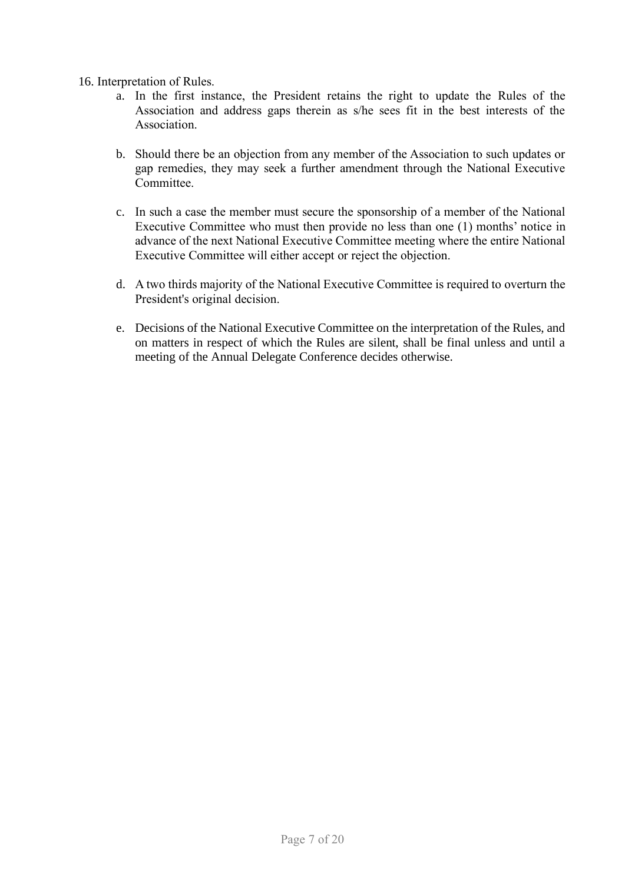16. Interpretation of Rules.

   a. In the first instance, the President retains the right to update the Rules of the Association and address gaps therein as s/he sees fit in the best interests of the Association.

   b. Should there be an objection from any member of the Association to such updates or gap remedies, they may seek a further amendment through the National Executive Committee.

   c. In such a case the member must secure the sponsorship of a member of the National Executive Committee who must then provide no less than one (1) months' notice in advance of the next National Executive Committee meeting where the entire National Executive Committee will either accept or reject the objection.

   d. A two thirds majority of the National Executive Committee is required to overturn the President's original decision.

   e. Decisions of the National Executive Committee on the interpretation of the Rules, and on matters in respect of which the Rules are silent, shall be final unless and until a meeting of the Annual Delegate Conference decides otherwise.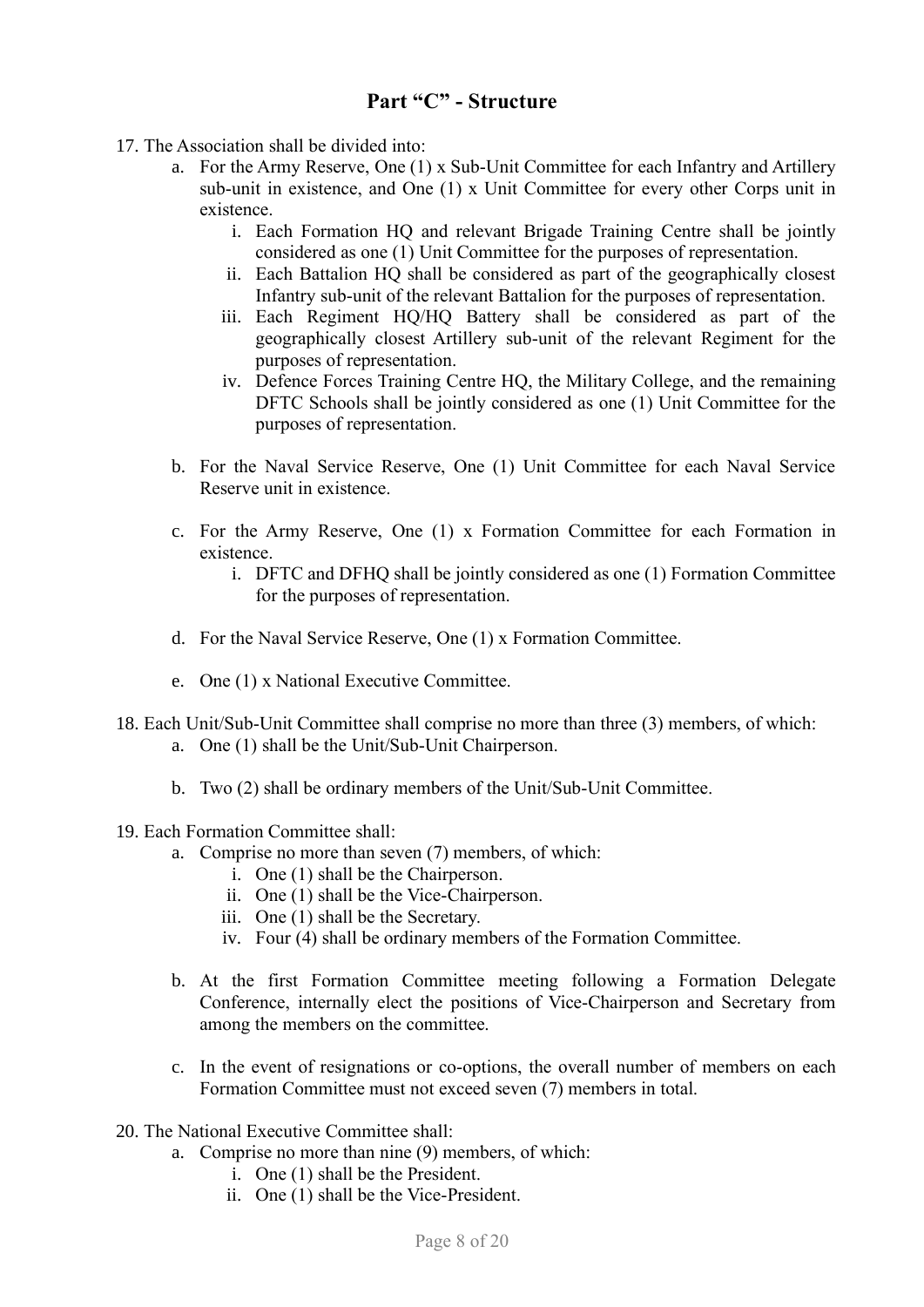## Part "C" - Structure

17. The Association shall be divided into:
    a. For the Army Reserve, One (1) x Sub-Unit Committee for each Infantry and Artillery sub-unit in existence, and One (1) x Unit Committee for every other Corps unit in existence.
        i. Each Formation HQ and relevant Brigade Training Centre shall be jointly considered as one (1) Unit Committee for the purposes of representation.
        ii. Each Battalion HQ shall be considered as part of the geographically closest Infantry sub-unit of the relevant Battalion for the purposes of representation.
        iii. Each Regiment HQ/HQ Battery shall be considered as part of the geographically closest Artillery sub-unit of the relevant Regiment for the purposes of representation.
        iv. Defence Forces Training Centre HQ, the Military College, and the remaining DFTC Schools shall be jointly considered as one (1) Unit Committee for the purposes of representation.

    b. For the Naval Service Reserve, One (1) Unit Committee for each Naval Service Reserve unit in existence.

    c. For the Army Reserve, One (1) x Formation Committee for each Formation in existence.
        i. DFTC and DFHQ shall be jointly considered as one (1) Formation Committee for the purposes of representation.

    d. For the Naval Service Reserve, One (1) x Formation Committee.

    e. One (1) x National Executive Committee.

18. Each Unit/Sub-Unit Committee shall comprise no more than three (3) members, of which:
    a. One (1) shall be the Unit/Sub-Unit Chairperson.

    b. Two (2) shall be ordinary members of the Unit/Sub-Unit Committee.

19. Each Formation Committee shall:
    a. Comprise no more than seven (7) members, of which:
        i. One (1) shall be the Chairperson.
        ii. One (1) shall be the Vice-Chairperson.
        iii. One (1) shall be the Secretary.
        iv. Four (4) shall be ordinary members of the Formation Committee.

    b. At the first Formation Committee meeting following a Formation Delegate Conference, internally elect the positions of Vice-Chairperson and Secretary from among the members on the committee.

    c. In the event of resignations or co-options, the overall number of members on each Formation Committee must not exceed seven (7) members in total.

20. The National Executive Committee shall:
    a. Comprise no more than nine (9) members, of which:
        i. One (1) shall be the President.
        ii. One (1) shall be the Vice-President.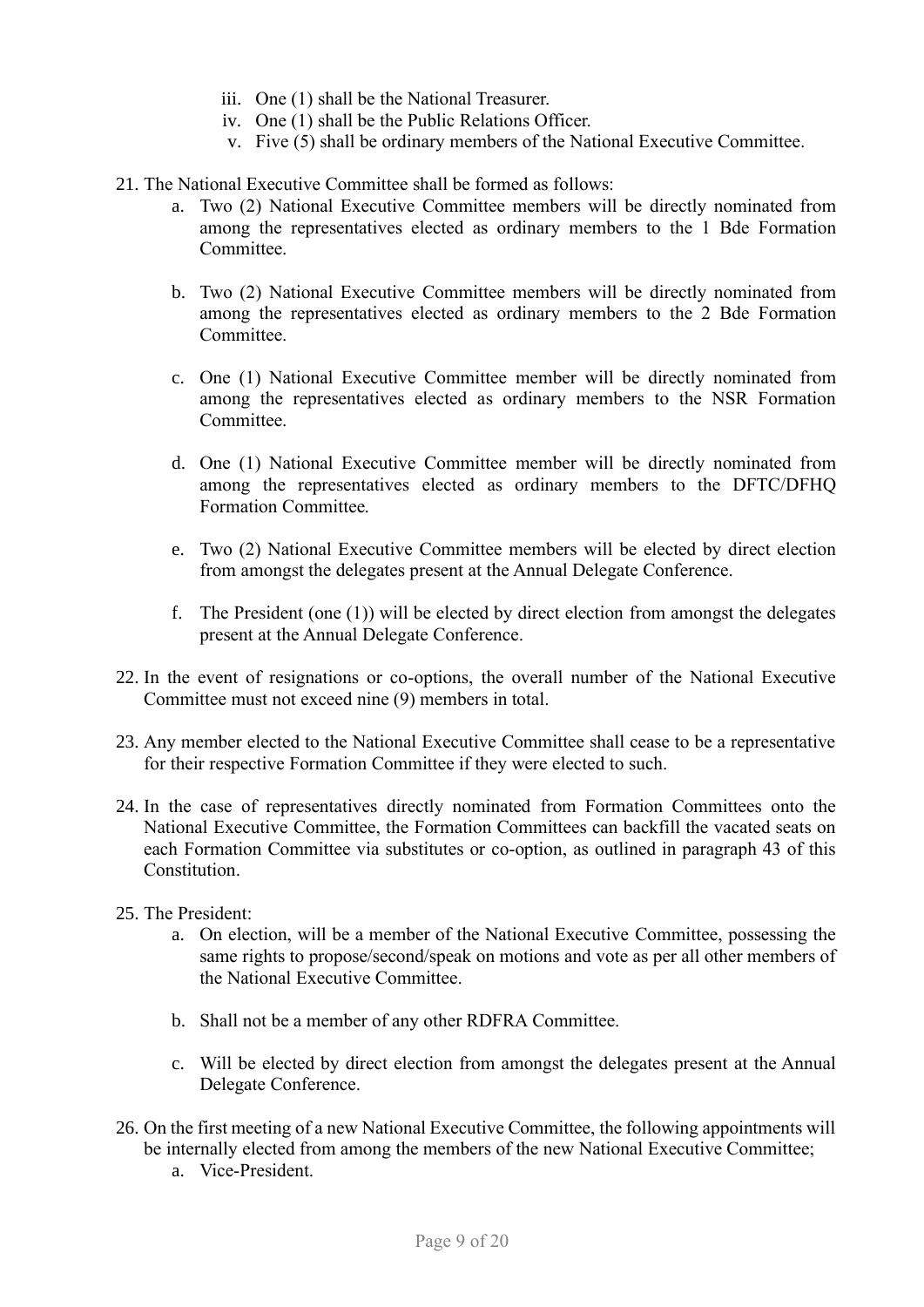iii. One (1) shall be the National Treasurer.
iv. One (1) shall be the Public Relations Officer.
v. Five (5) shall be ordinary members of the National Executive Committee.

21. The National Executive Committee shall be formed as follows:
    a. Two (2) National Executive Committee members will be directly nominated from among the representatives elected as ordinary members to the 1 Bde Formation Committee.

    b. Two (2) National Executive Committee members will be directly nominated from among the representatives elected as ordinary members to the 2 Bde Formation Committee.

    c. One (1) National Executive Committee member will be directly nominated from among the representatives elected as ordinary members to the NSR Formation Committee.

    d. One (1) National Executive Committee member will be directly nominated from among the representatives elected as ordinary members to the DFTC/DFHQ Formation Committee.

    e. Two (2) National Executive Committee members will be elected by direct election from amongst the delegates present at the Annual Delegate Conference.

    f. The President (one (1)) will be elected by direct election from amongst the delegates present at the Annual Delegate Conference.

22. In the event of resignations or co-options, the overall number of the National Executive Committee must not exceed nine (9) members in total.

23. Any member elected to the National Executive Committee shall cease to be a representative for their respective Formation Committee if they were elected to such.

24. In the case of representatives directly nominated from Formation Committees onto the National Executive Committee, the Formation Committees can backfill the vacated seats on each Formation Committee via substitutes or co-option, as outlined in paragraph 43 of this Constitution.

25. The President:
    a. On election, will be a member of the National Executive Committee, possessing the same rights to propose/second/speak on motions and vote as per all other members of the National Executive Committee.

    b. Shall not be a member of any other RDFRA Committee.

    c. Will be elected by direct election from amongst the delegates present at the Annual Delegate Conference.

26. On the first meeting of a new National Executive Committee, the following appointments will be internally elected from among the members of the new National Executive Committee;
    a. Vice-President.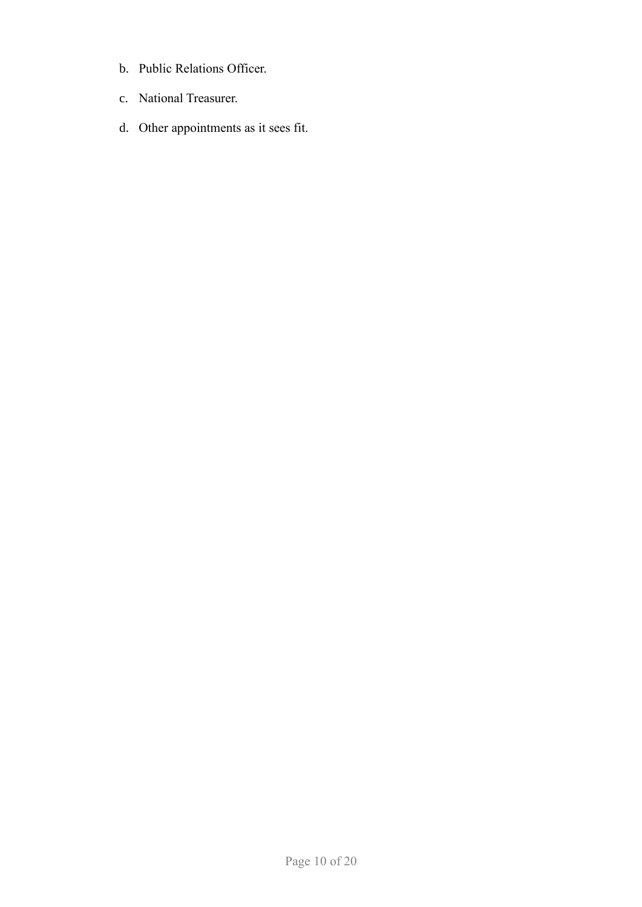b. Public Relations Officer.

c. National Treasurer.

d. Other appointments as it sees fit.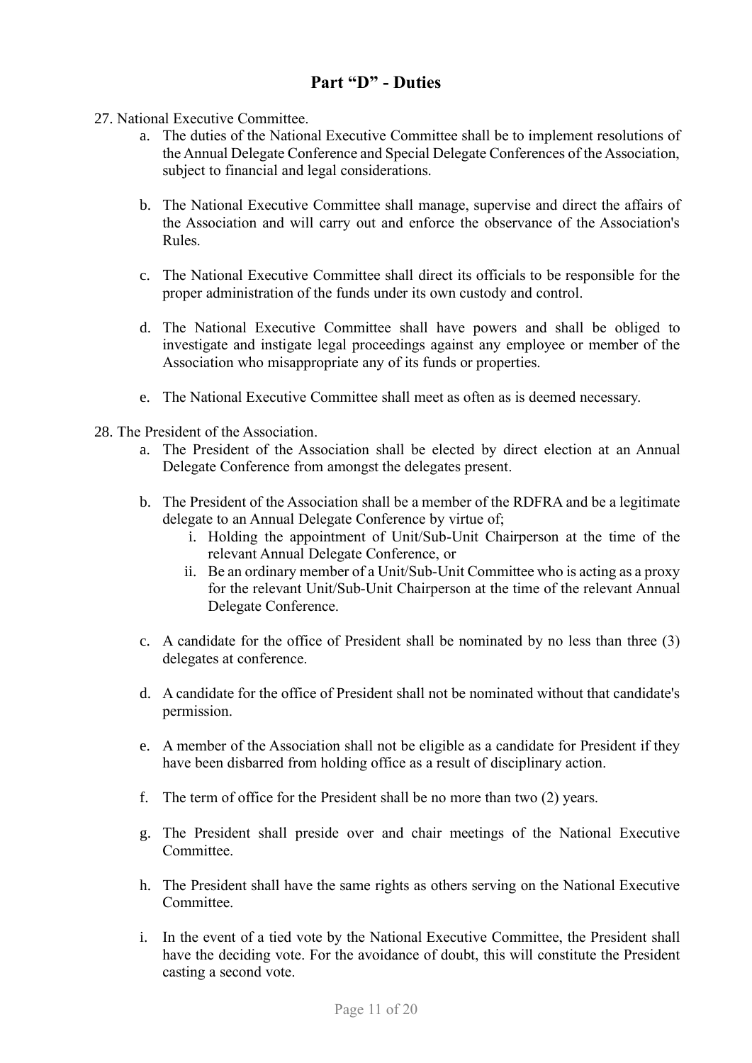## Part "D" - Duties

27. National Executive Committee.
    a. The duties of the National Executive Committee shall be to implement resolutions of the Annual Delegate Conference and Special Delegate Conferences of the Association, subject to financial and legal considerations.

    b. The National Executive Committee shall manage, supervise and direct the affairs of the Association and will carry out and enforce the observance of the Association's Rules.

    c. The National Executive Committee shall direct its officials to be responsible for the proper administration of the funds under its own custody and control.

    d. The National Executive Committee shall have powers and shall be obliged to investigate and instigate legal proceedings against any employee or member of the Association who misappropriate any of its funds or properties.

    e. The National Executive Committee shall meet as often as is deemed necessary.

28. The President of the Association.
    a. The President of the Association shall be elected by direct election at an Annual Delegate Conference from amongst the delegates present.

    b. The President of the Association shall be a member of the RDFRA and be a legitimate delegate to an Annual Delegate Conference by virtue of;
        i. Holding the appointment of Unit/Sub-Unit Chairperson at the time of the relevant Annual Delegate Conference, or
        ii. Be an ordinary member of a Unit/Sub-Unit Committee who is acting as a proxy for the relevant Unit/Sub-Unit Chairperson at the time of the relevant Annual Delegate Conference.

    c. A candidate for the office of President shall be nominated by no less than three (3) delegates at conference.

    d. A candidate for the office of President shall not be nominated without that candidate's permission.

    e. A member of the Association shall not be eligible as a candidate for President if they have been disbarred from holding office as a result of disciplinary action.

    f. The term of office for the President shall be no more than two (2) years.

    g. The President shall preside over and chair meetings of the National Executive Committee.

    h. The President shall have the same rights as others serving on the National Executive Committee.

    i. In the event of a tied vote by the National Executive Committee, the President shall have the deciding vote. For the avoidance of doubt, this will constitute the President casting a second vote.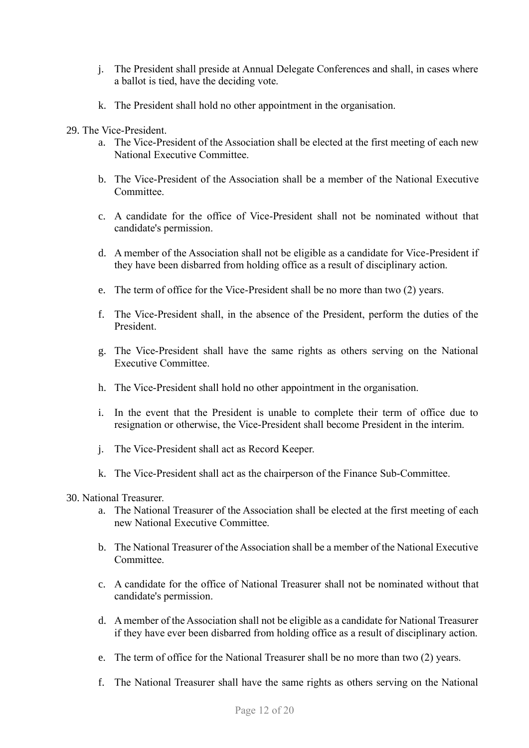j. The President shall preside at Annual Delegate Conferences and shall, in cases where a ballot is tied, have the deciding vote.

k. The President shall hold no other appointment in the organisation.

29. The Vice-President.

a. The Vice-President of the Association shall be elected at the first meeting of each new National Executive Committee.

b. The Vice-President of the Association shall be a member of the National Executive Committee.

c. A candidate for the office of Vice-President shall not be nominated without that candidate's permission.

d. A member of the Association shall not be eligible as a candidate for Vice-President if they have been disbarred from holding office as a result of disciplinary action.

e. The term of office for the Vice-President shall be no more than two (2) years.

f. The Vice-President shall, in the absence of the President, perform the duties of the President.

g. The Vice-President shall have the same rights as others serving on the National Executive Committee.

h. The Vice-President shall hold no other appointment in the organisation.

i. In the event that the President is unable to complete their term of office due to resignation or otherwise, the Vice-President shall become President in the interim.

j. The Vice-President shall act as Record Keeper.

k. The Vice-President shall act as the chairperson of the Finance Sub-Committee.

30. National Treasurer.

a. The National Treasurer of the Association shall be elected at the first meeting of each new National Executive Committee.

b. The National Treasurer of the Association shall be a member of the National Executive Committee.

c. A candidate for the office of National Treasurer shall not be nominated without that candidate's permission.

d. A member of the Association shall not be eligible as a candidate for National Treasurer if they have ever been disbarred from holding office as a result of disciplinary action.

e. The term of office for the National Treasurer shall be no more than two (2) years.

f. The National Treasurer shall have the same rights as others serving on the National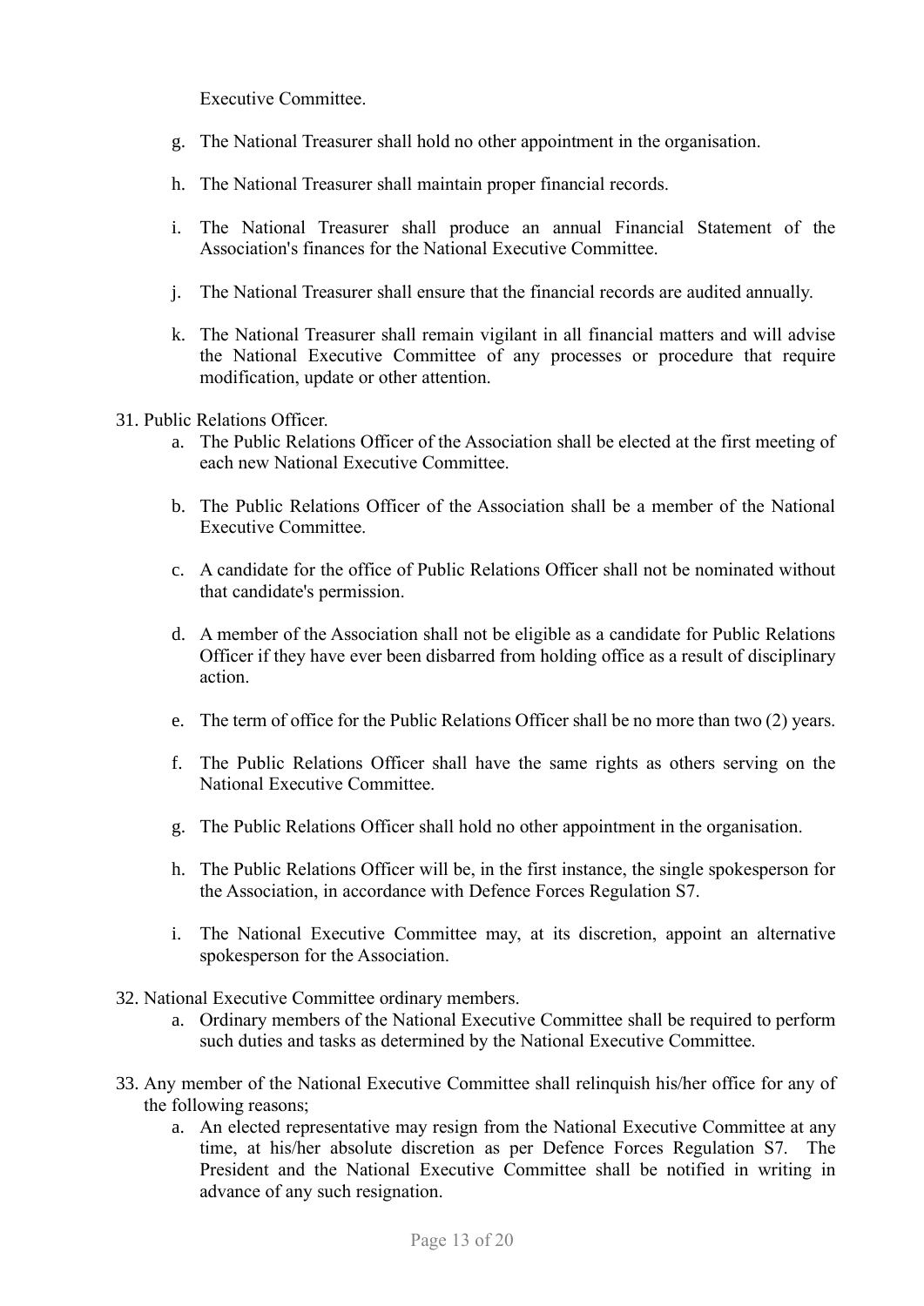Executive Committee.

g. The National Treasurer shall hold no other appointment in the organisation.

h. The National Treasurer shall maintain proper financial records.

i. The National Treasurer shall produce an annual Financial Statement of the Association's finances for the National Executive Committee.

j. The National Treasurer shall ensure that the financial records are audited annually.

k. The National Treasurer shall remain vigilant in all financial matters and will advise the National Executive Committee of any processes or procedure that require modification, update or other attention.

31. Public Relations Officer.

    a. The Public Relations Officer of the Association shall be elected at the first meeting of each new National Executive Committee.

    b. The Public Relations Officer of the Association shall be a member of the National Executive Committee.

    c. A candidate for the office of Public Relations Officer shall not be nominated without that candidate's permission.

    d. A member of the Association shall not be eligible as a candidate for Public Relations Officer if they have ever been disbarred from holding office as a result of disciplinary action.

    e. The term of office for the Public Relations Officer shall be no more than two (2) years.

    f. The Public Relations Officer shall have the same rights as others serving on the National Executive Committee.

    g. The Public Relations Officer shall hold no other appointment in the organisation.

    h. The Public Relations Officer will be, in the first instance, the single spokesperson for the Association, in accordance with Defence Forces Regulation S7.

    i. The National Executive Committee may, at its discretion, appoint an alternative spokesperson for the Association.

32. National Executive Committee ordinary members.

    a. Ordinary members of the National Executive Committee shall be required to perform such duties and tasks as determined by the National Executive Committee.

33. Any member of the National Executive Committee shall relinquish his/her office for any of the following reasons;

    a. An elected representative may resign from the National Executive Committee at any time, at his/her absolute discretion as per Defence Forces Regulation S7. The President and the National Executive Committee shall be notified in writing in advance of any such resignation.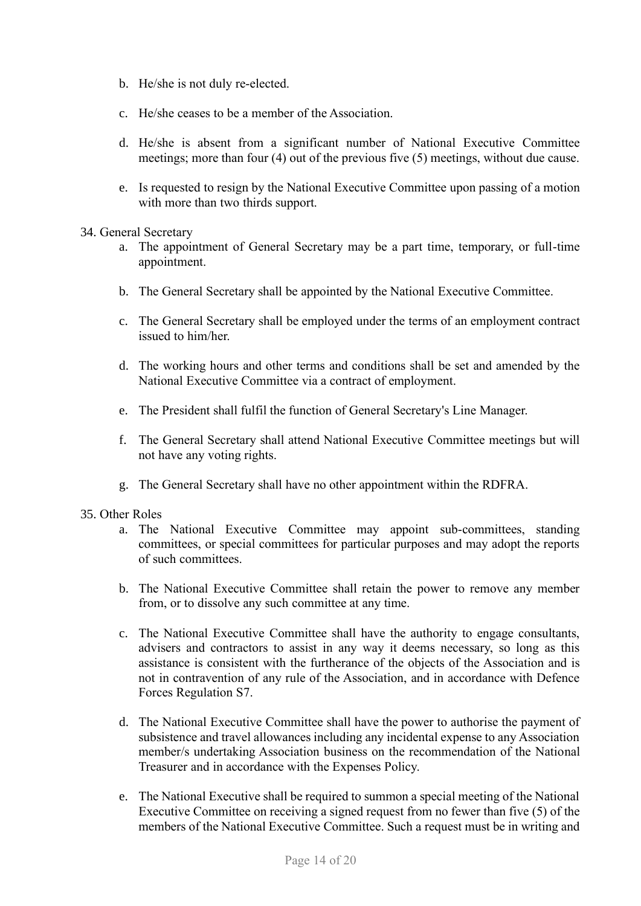b. He/she is not duly re-elected.

c. He/she ceases to be a member of the Association.

d. He/she is absent from a significant number of National Executive Committee meetings; more than four (4) out of the previous five (5) meetings, without due cause.

e. Is requested to resign by the National Executive Committee upon passing of a motion with more than two thirds support.

34. General Secretary

   a. The appointment of General Secretary may be a part time, temporary, or full-time appointment.

   b. The General Secretary shall be appointed by the National Executive Committee.

   c. The General Secretary shall be employed under the terms of an employment contract issued to him/her.

   d. The working hours and other terms and conditions shall be set and amended by the National Executive Committee via a contract of employment.

   e. The President shall fulfil the function of General Secretary's Line Manager.

   f. The General Secretary shall attend National Executive Committee meetings but will not have any voting rights.

   g. The General Secretary shall have no other appointment within the RDFRA.

35. Other Roles

   a. The National Executive Committee may appoint sub-committees, standing committees, or special committees for particular purposes and may adopt the reports of such committees.

   b. The National Executive Committee shall retain the power to remove any member from, or to dissolve any such committee at any time.

   c. The National Executive Committee shall have the authority to engage consultants, advisers and contractors to assist in any way it deems necessary, so long as this assistance is consistent with the furtherance of the objects of the Association and is not in contravention of any rule of the Association, and in accordance with Defence Forces Regulation S7.

   d. The National Executive Committee shall have the power to authorise the payment of subsistence and travel allowances including any incidental expense to any Association member/s undertaking Association business on the recommendation of the National Treasurer and in accordance with the Expenses Policy.

   e. The National Executive shall be required to summon a special meeting of the National Executive Committee on receiving a signed request from no fewer than five (5) of the members of the National Executive Committee. Such a request must be in writing and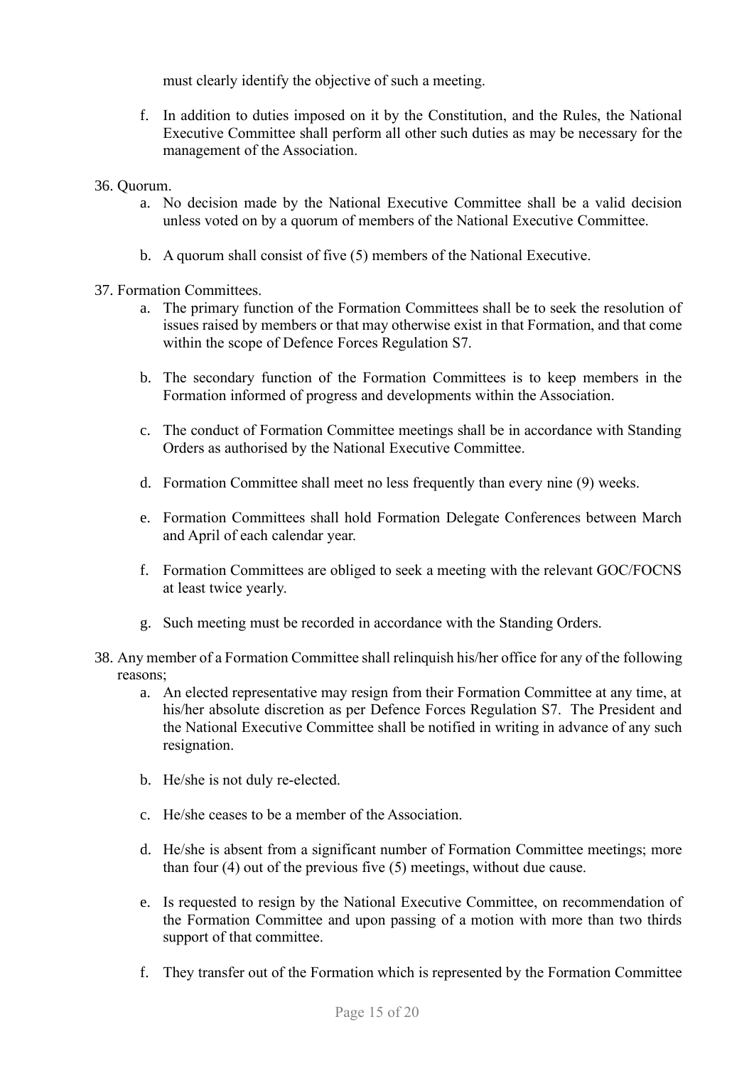must clearly identify the objective of such a meeting.

f. In addition to duties imposed on it by the Constitution, and the Rules, the National Executive Committee shall perform all other such duties as may be necessary for the management of the Association.

36. Quorum.

a. No decision made by the National Executive Committee shall be a valid decision unless voted on by a quorum of members of the National Executive Committee.

b. A quorum shall consist of five (5) members of the National Executive.

37. Formation Committees.

a. The primary function of the Formation Committees shall be to seek the resolution of issues raised by members or that may otherwise exist in that Formation, and that come within the scope of Defence Forces Regulation S7.

b. The secondary function of the Formation Committees is to keep members in the Formation informed of progress and developments within the Association.

c. The conduct of Formation Committee meetings shall be in accordance with Standing Orders as authorised by the National Executive Committee.

d. Formation Committee shall meet no less frequently than every nine (9) weeks.

e. Formation Committees shall hold Formation Delegate Conferences between March and April of each calendar year.

f. Formation Committees are obliged to seek a meeting with the relevant GOC/FOCNS at least twice yearly.

g. Such meeting must be recorded in accordance with the Standing Orders.

38. Any member of a Formation Committee shall relinquish his/her office for any of the following reasons;

a. An elected representative may resign from their Formation Committee at any time, at his/her absolute discretion as per Defence Forces Regulation S7. The President and the National Executive Committee shall be notified in writing in advance of any such resignation.

b. He/she is not duly re-elected.

c. He/she ceases to be a member of the Association.

d. He/she is absent from a significant number of Formation Committee meetings; more than four (4) out of the previous five (5) meetings, without due cause.

e. Is requested to resign by the National Executive Committee, on recommendation of the Formation Committee and upon passing of a motion with more than two thirds support of that committee.

f. They transfer out of the Formation which is represented by the Formation Committee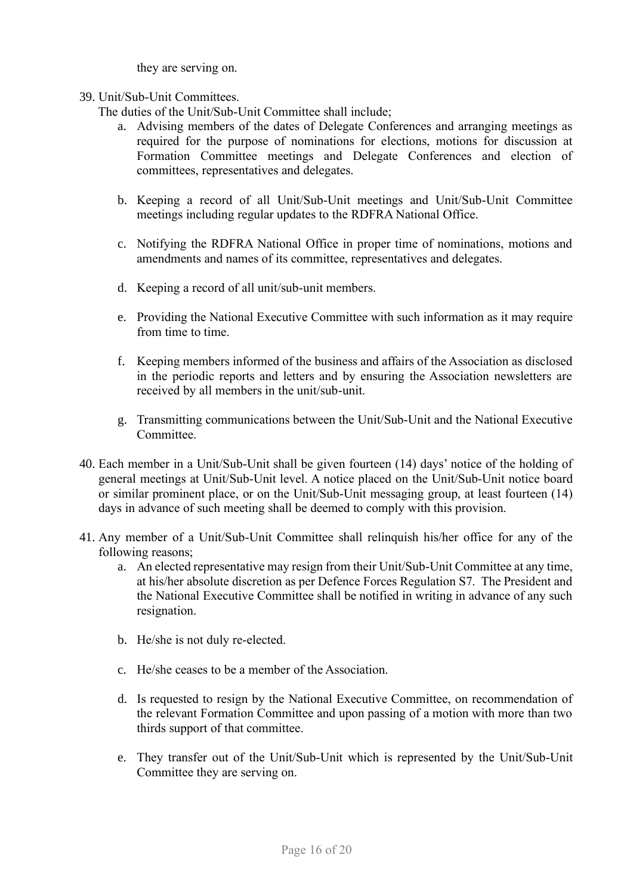they are serving on.

39. Unit/Sub-Unit Committees.

    The duties of the Unit/Sub-Unit Committee shall include;

    a. Advising members of the dates of Delegate Conferences and arranging meetings as required for the purpose of nominations for elections, motions for discussion at Formation Committee meetings and Delegate Conferences and election of committees, representatives and delegates.

    b. Keeping a record of all Unit/Sub-Unit meetings and Unit/Sub-Unit Committee meetings including regular updates to the RDFRA National Office.

    c. Notifying the RDFRA National Office in proper time of nominations, motions and amendments and names of its committee, representatives and delegates.

    d. Keeping a record of all unit/sub-unit members.

    e. Providing the National Executive Committee with such information as it may require from time to time.

    f. Keeping members informed of the business and affairs of the Association as disclosed in the periodic reports and letters and by ensuring the Association newsletters are received by all members in the unit/sub-unit.

    g. Transmitting communications between the Unit/Sub-Unit and the National Executive Committee.

40. Each member in a Unit/Sub-Unit shall be given fourteen (14) days' notice of the holding of general meetings at Unit/Sub-Unit level. A notice placed on the Unit/Sub-Unit notice board or similar prominent place, or on the Unit/Sub-Unit messaging group, at least fourteen (14) days in advance of such meeting shall be deemed to comply with this provision.

41. Any member of a Unit/Sub-Unit Committee shall relinquish his/her office for any of the following reasons;

    a. An elected representative may resign from their Unit/Sub-Unit Committee at any time, at his/her absolute discretion as per Defence Forces Regulation S7. The President and the National Executive Committee shall be notified in writing in advance of any such resignation.

    b. He/she is not duly re-elected.

    c. He/she ceases to be a member of the Association.

    d. Is requested to resign by the National Executive Committee, on recommendation of the relevant Formation Committee and upon passing of a motion with more than two thirds support of that committee.

    e. They transfer out of the Unit/Sub-Unit which is represented by the Unit/Sub-Unit Committee they are serving on.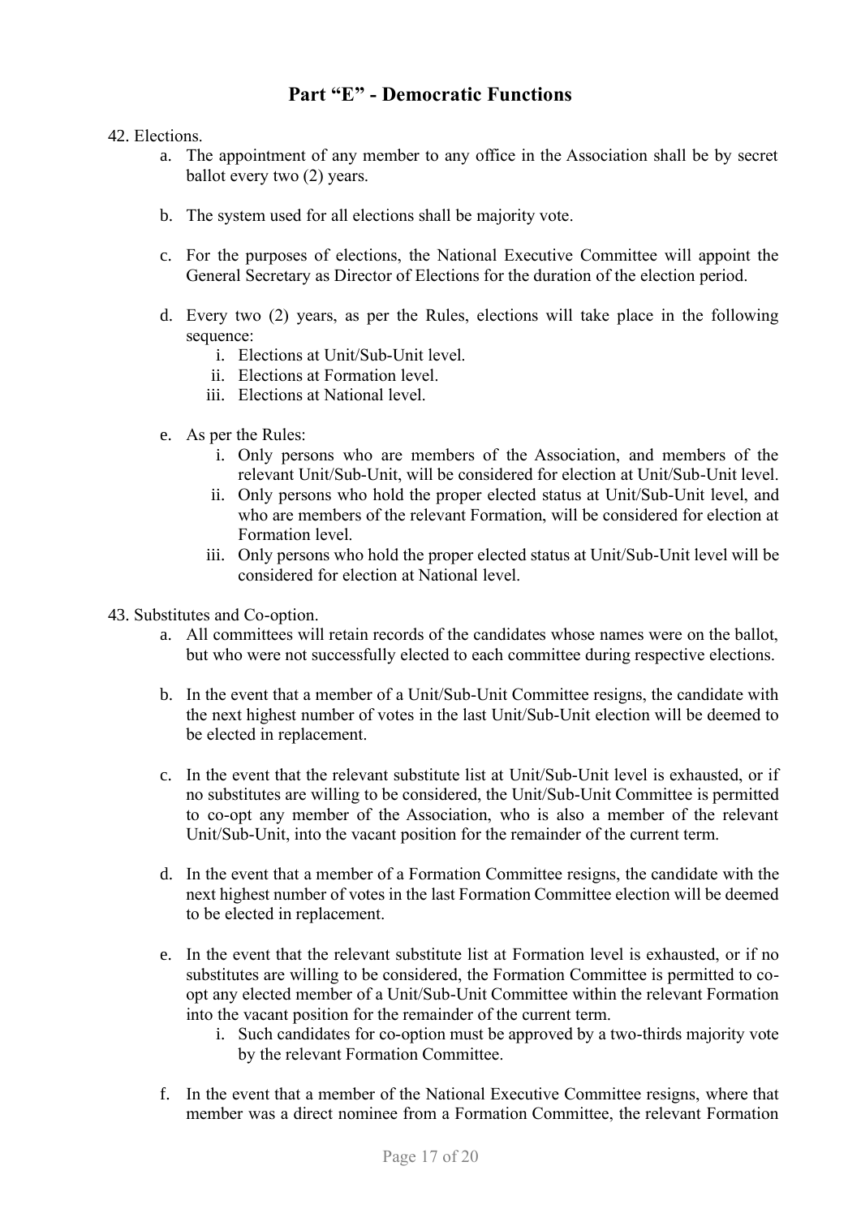## Part "E" - Democratic Functions

42. Elections.
    a. The appointment of any member to any office in the Association shall be by secret ballot every two (2) years.

    b. The system used for all elections shall be majority vote.

    c. For the purposes of elections, the National Executive Committee will appoint the General Secretary as Director of Elections for the duration of the election period.

    d. Every two (2) years, as per the Rules, elections will take place in the following sequence:
        i. Elections at Unit/Sub-Unit level.
        ii. Elections at Formation level.
        iii. Elections at National level.

    e. As per the Rules:
        i. Only persons who are members of the Association, and members of the relevant Unit/Sub-Unit, will be considered for election at Unit/Sub-Unit level.
        ii. Only persons who hold the proper elected status at Unit/Sub-Unit level, and who are members of the relevant Formation, will be considered for election at Formation level.
        iii. Only persons who hold the proper elected status at Unit/Sub-Unit level will be considered for election at National level.

43. Substitutes and Co-option.
    a. All committees will retain records of the candidates whose names were on the ballot, but who were not successfully elected to each committee during respective elections.

    b. In the event that a member of a Unit/Sub-Unit Committee resigns, the candidate with the next highest number of votes in the last Unit/Sub-Unit election will be deemed to be elected in replacement.

    c. In the event that the relevant substitute list at Unit/Sub-Unit level is exhausted, or if no substitutes are willing to be considered, the Unit/Sub-Unit Committee is permitted to co-opt any member of the Association, who is also a member of the relevant Unit/Sub-Unit, into the vacant position for the remainder of the current term.

    d. In the event that a member of a Formation Committee resigns, the candidate with the next highest number of votes in the last Formation Committee election will be deemed to be elected in replacement.

    e. In the event that the relevant substitute list at Formation level is exhausted, or if no substitutes are willing to be considered, the Formation Committee is permitted to co-opt any elected member of a Unit/Sub-Unit Committee within the relevant Formation into the vacant position for the remainder of the current term.
        i. Such candidates for co-option must be approved by a two-thirds majority vote by the relevant Formation Committee.

    f. In the event that a member of the National Executive Committee resigns, where that member was a direct nominee from a Formation Committee, the relevant Formation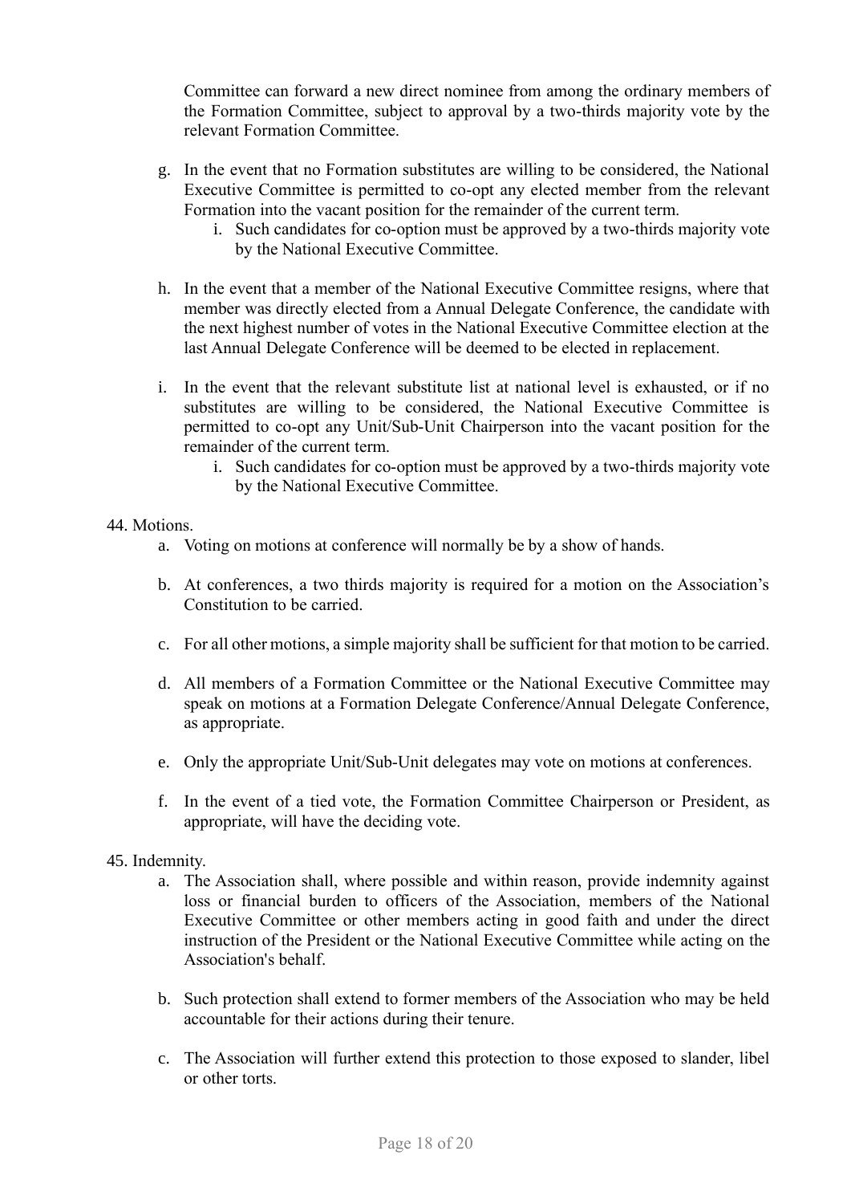Committee can forward a new direct nominee from among the ordinary members of the Formation Committee, subject to approval by a two-thirds majority vote by the relevant Formation Committee.

g. In the event that no Formation substitutes are willing to be considered, the National Executive Committee is permitted to co-opt any elected member from the relevant Formation into the vacant position for the remainder of the current term.
   i. Such candidates for co-option must be approved by a two-thirds majority vote by the National Executive Committee.

h. In the event that a member of the National Executive Committee resigns, where that member was directly elected from a Annual Delegate Conference, the candidate with the next highest number of votes in the National Executive Committee election at the last Annual Delegate Conference will be deemed to be elected in replacement.

i. In the event that the relevant substitute list at national level is exhausted, or if no substitutes are willing to be considered, the National Executive Committee is permitted to co-opt any Unit/Sub-Unit Chairperson into the vacant position for the remainder of the current term.
   i. Such candidates for co-option must be approved by a two-thirds majority vote by the National Executive Committee.

44. Motions.

a. Voting on motions at conference will normally be by a show of hands.

b. At conferences, a two thirds majority is required for a motion on the Association's Constitution to be carried.

c. For all other motions, a simple majority shall be sufficient for that motion to be carried.

d. All members of a Formation Committee or the National Executive Committee may speak on motions at a Formation Delegate Conference/Annual Delegate Conference, as appropriate.

e. Only the appropriate Unit/Sub-Unit delegates may vote on motions at conferences.

f. In the event of a tied vote, the Formation Committee Chairperson or President, as appropriate, will have the deciding vote.

45. Indemnity.

a. The Association shall, where possible and within reason, provide indemnity against loss or financial burden to officers of the Association, members of the National Executive Committee or other members acting in good faith and under the direct instruction of the President or the National Executive Committee while acting on the Association's behalf.

b. Such protection shall extend to former members of the Association who may be held accountable for their actions during their tenure.

c. The Association will further extend this protection to those exposed to slander, libel or other torts.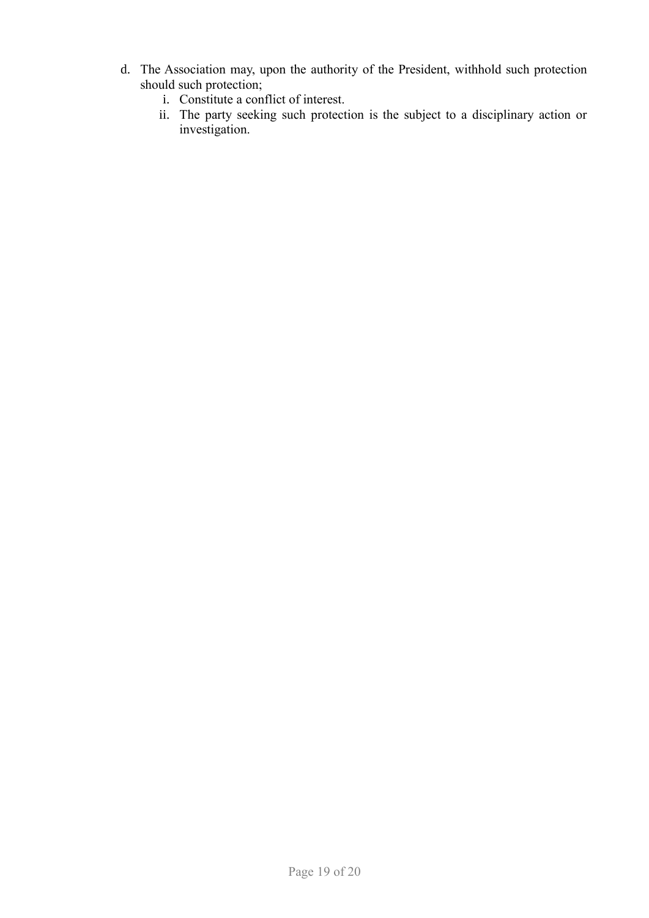d. The Association may, upon the authority of the President, withhold such protection should such protection;

    i. Constitute a conflict of interest.
    ii. The party seeking such protection is the subject to a disciplinary action or investigation.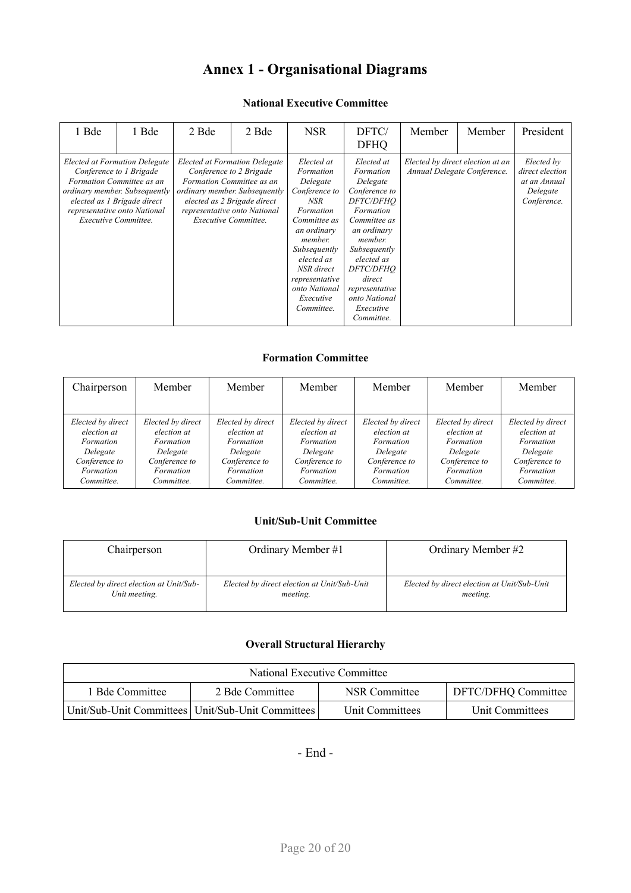# Annex 1 - Organisational Diagrams

### National Executive Committee

| 1 Bde | 1 Bde | 2 Bde | 2 Bde | NSR | DFTC/ DFHQ | Member | Member | President |
|---|---|---|---|---|---|---|---|---|
| *Elected at Formation Delegate Conference to 1 Brigade Formation Committee as an ordinary member. Subsequently elected as 1 Brigade direct representative onto National Executive Committee.* | | *Elected at Formation Delegate Conference to 2 Brigade Formation Committee as an ordinary member. Subsequently elected as 2 Brigade direct representative onto National Executive Committee.* | | *Elected at Formation Delegate Conference to NSR Formation Committee as an ordinary member. Subsequently elected as NSR direct representative onto National Executive Committee.* | *Elected at Formation Delegate Conference to DFTC/DFHQ Formation Committee as an ordinary member. Subsequently elected as DFTC/DFHQ direct representative onto National Executive Committee.* | *Elected by direct election at an Annual Delegate Conference.* | | *Elected by direct election at an Annual Delegate Conference.* |

### Formation Committee

| Chairperson | Member | Member | Member | Member | Member | Member |
|---|---|---|---|---|---|---|
| *Elected by direct election at Formation Delegate Conference to Formation Committee.* | *Elected by direct election at Formation Delegate Conference to Formation Committee.* | *Elected by direct election at Formation Delegate Conference to Formation Committee.* | *Elected by direct election at Formation Delegate Conference to Formation Committee.* | *Elected by direct election at Formation Delegate Conference to Formation Committee.* | *Elected by direct election at Formation Delegate Conference to Formation Committee.* | *Elected by direct election at Formation Delegate Conference to Formation Committee.* |

### Unit/Sub-Unit Committee

| Chairperson | Ordinary Member #1 | Ordinary Member #2 |
|---|---|---|
| *Elected by direct election at Unit/Sub-Unit meeting.* | *Elected by direct election at Unit/Sub-Unit meeting.* | *Elected by direct election at Unit/Sub-Unit meeting.* |

### Overall Structural Hierarchy

| National Executive Committee | | | |
|---|---|---|---|
| 1 Bde Committee | 2 Bde Committee | NSR Committee | DFTC/DFHQ Committee |
| Unit/Sub-Unit Committees | Unit/Sub-Unit Committees | Unit Committees | Unit Committees |

- End -